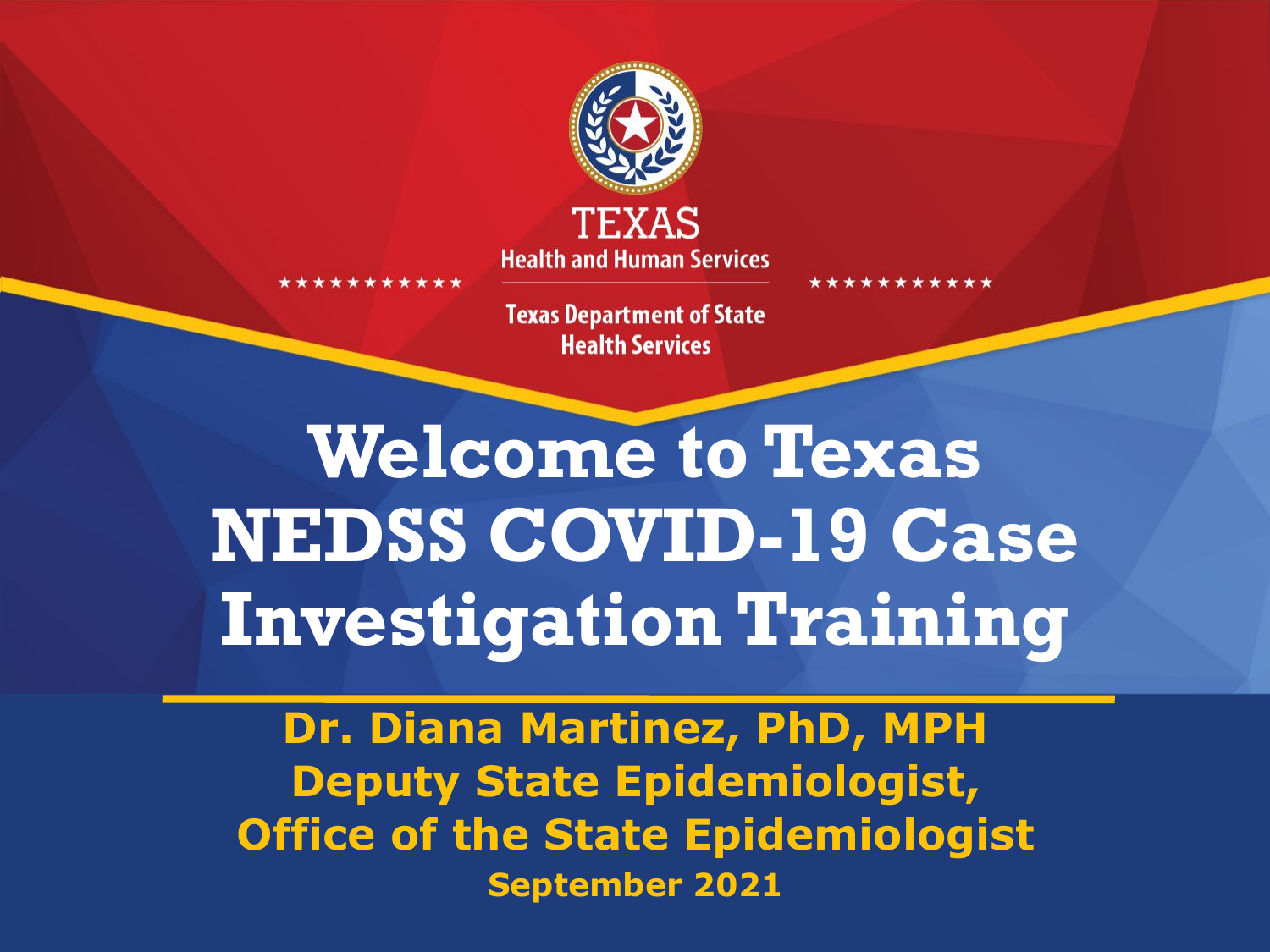TEXAS
Health and Human Services

Texas Department of State Health Services

# Welcome to Texas NEDSS COVID-19 Case Investigation Training

**Dr. Diana Martinez, PhD, MPH**
**Deputy State Epidemiologist,**
**Office of the State Epidemiologist**
**September 2021**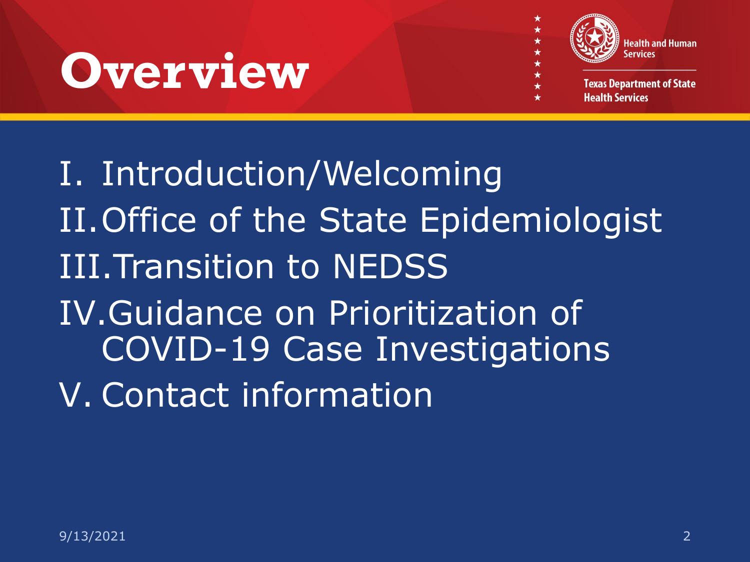# Overview

I. Introduction/Welcoming
II. Office of the State Epidemiologist
III. Transition to NEDSS
IV. Guidance on Prioritization of COVID-19 Case Investigations
V. Contact information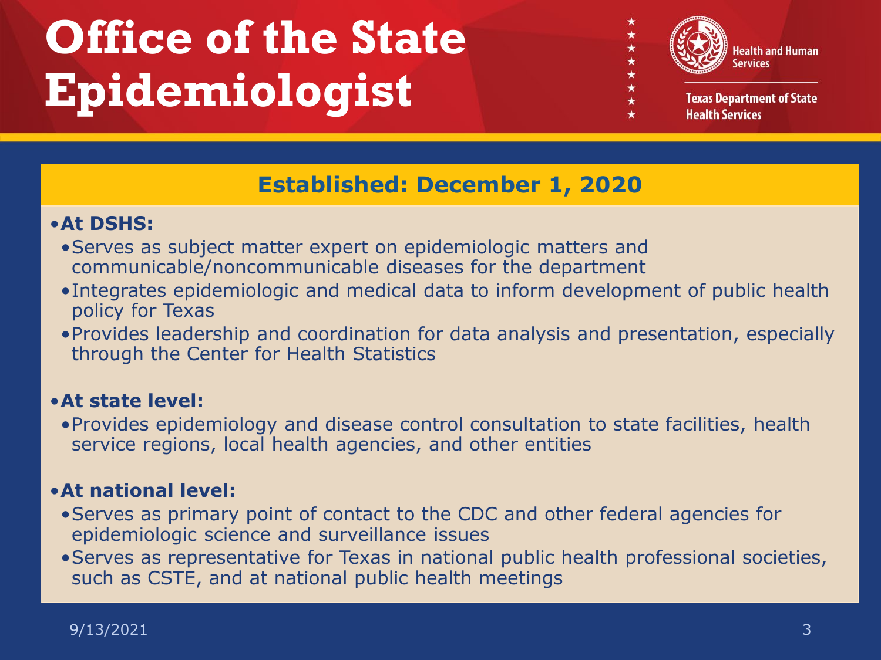# Office of the State Epidemiologist

Health and Human Services

Texas Department of State Health Services

## Established: December 1, 2020

- **At DSHS:**
  - Serves as subject matter expert on epidemiologic matters and communicable/noncommunicable diseases for the department
  - Integrates epidemiologic and medical data to inform development of public health policy for Texas
  - Provides leadership and coordination for data analysis and presentation, especially through the Center for Health Statistics

- **At state level:**
  - Provides epidemiology and disease control consultation to state facilities, health service regions, local health agencies, and other entities

- **At national level:**
  - Serves as primary point of contact to the CDC and other federal agencies for epidemiologic science and surveillance issues
  - Serves as representative for Texas in national public health professional societies, such as CSTE, and at national public health meetings

9/13/2021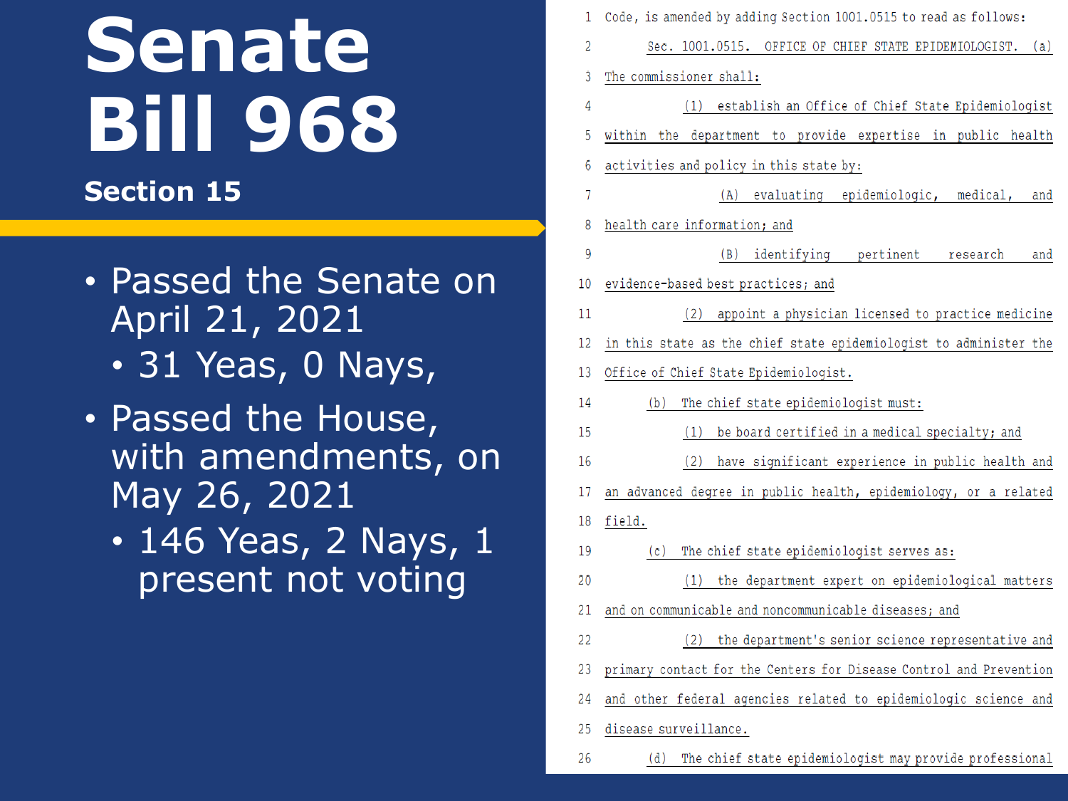# Senate Bill 968

## Section 15

- Passed the Senate on April 21, 2021
  - 31 Yeas, 0 Nays,
- Passed the House, with amendments, on May 26, 2021
  - 146 Yeas, 2 Nays, 1 present not voting

```
1  Code, is amended by adding Section 1001.0515 to read as follows:
2        Sec. 1001.0515.  OFFICE OF CHIEF STATE EPIDEMIOLOGIST.  (a)
3  The commissioner shall:
4              (1)  establish an Office of Chief State Epidemiologist
5  within the department to provide expertise in public health
6  activities and policy in this state by:
7                    (A)  evaluating epidemiologic, medical, and
8  health care information; and
9                    (B)  identifying pertinent research and
10 evidence-based best practices; and
11             (2)  appoint a physician licensed to practice medicine
12 in this state as the chief state epidemiologist to administer the
13 Office of Chief State Epidemiologist.
14       (b)  The chief state epidemiologist must:
15             (1)  be board certified in a medical specialty; and
16             (2)  have significant experience in public health and
17 an advanced degree in public health, epidemiology, or a related
18 field.
19       (c)  The chief state epidemiologist serves as:
20             (1)  the department expert on epidemiological matters
21 and on communicable and noncommunicable diseases; and
22             (2)  the department's senior science representative and
23 primary contact for the Centers for Disease Control and Prevention
24 and other federal agencies related to epidemiologic science and
25 disease surveillance.
26       (d)  The chief state epidemiologist may provide professional
```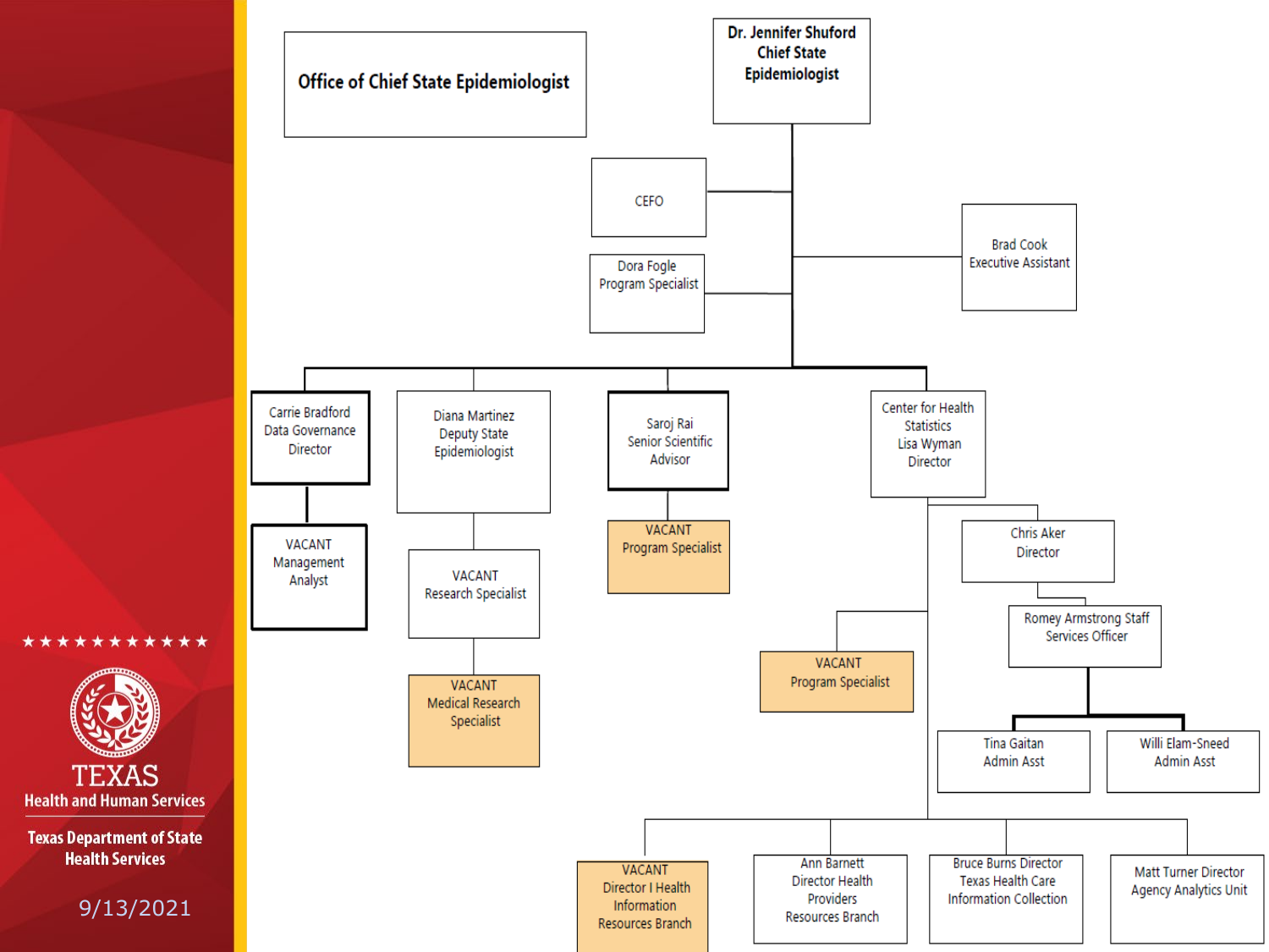# Office of Chief State Epidemiologist

- **Dr. Jennifer Shuford, Chief State Epidemiologist**
  - CEFO
  - Dora Fogle, Program Specialist
  - Brad Cook, Executive Assistant
  - Carrie Bradford, Data Governance Director
    - VACANT, Management Analyst
  - Diana Martinez, Deputy State Epidemiologist
    - VACANT, Research Specialist
      - VACANT, Medical Research Specialist
  - Saroj Rai, Senior Scientific Advisor
    - VACANT, Program Specialist
  - Center for Health Statistics, Lisa Wyman, Director
    - Chris Aker, Director
      - Romey Armstrong, Staff Services Officer
        - Tina Gaitan, Admin Asst
        - Willi Elam-Sneed, Admin Asst
    - VACANT, Program Specialist
    - VACANT, Director I Health Information Resources Branch
    - Ann Barnett, Director Health Providers Resources Branch
    - Bruce Burns, Director Texas Health Care Information Collection
    - Matt Turner, Director Agency Analytics Unit

Texas Health and Human Services

Texas Department of State Health Services

9/13/2021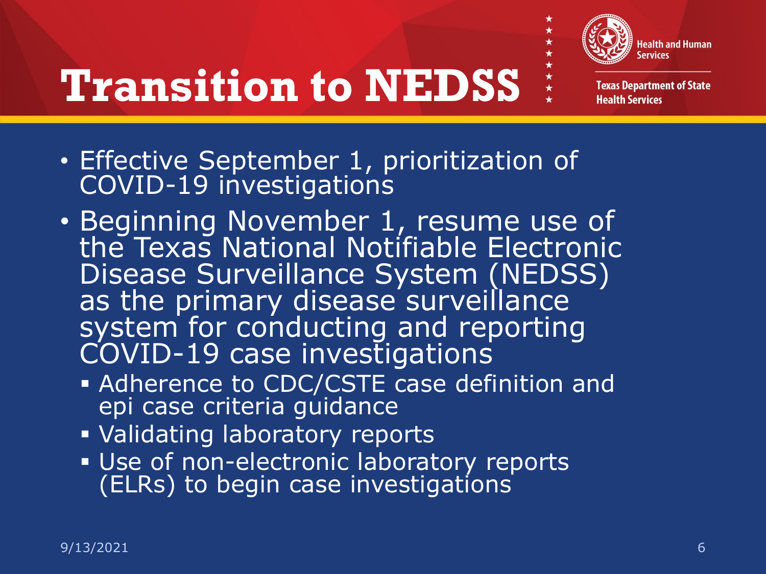# Transition to NEDSS

- Effective September 1, prioritization of COVID-19 investigations
- Beginning November 1, resume use of the Texas National Notifiable Electronic Disease Surveillance System (NEDSS) as the primary disease surveillance system for conducting and reporting COVID-19 case investigations
  - Adherence to CDC/CSTE case definition and epi case criteria guidance
  - Validating laboratory reports
  - Use of non-electronic laboratory reports (ELRs) to begin case investigations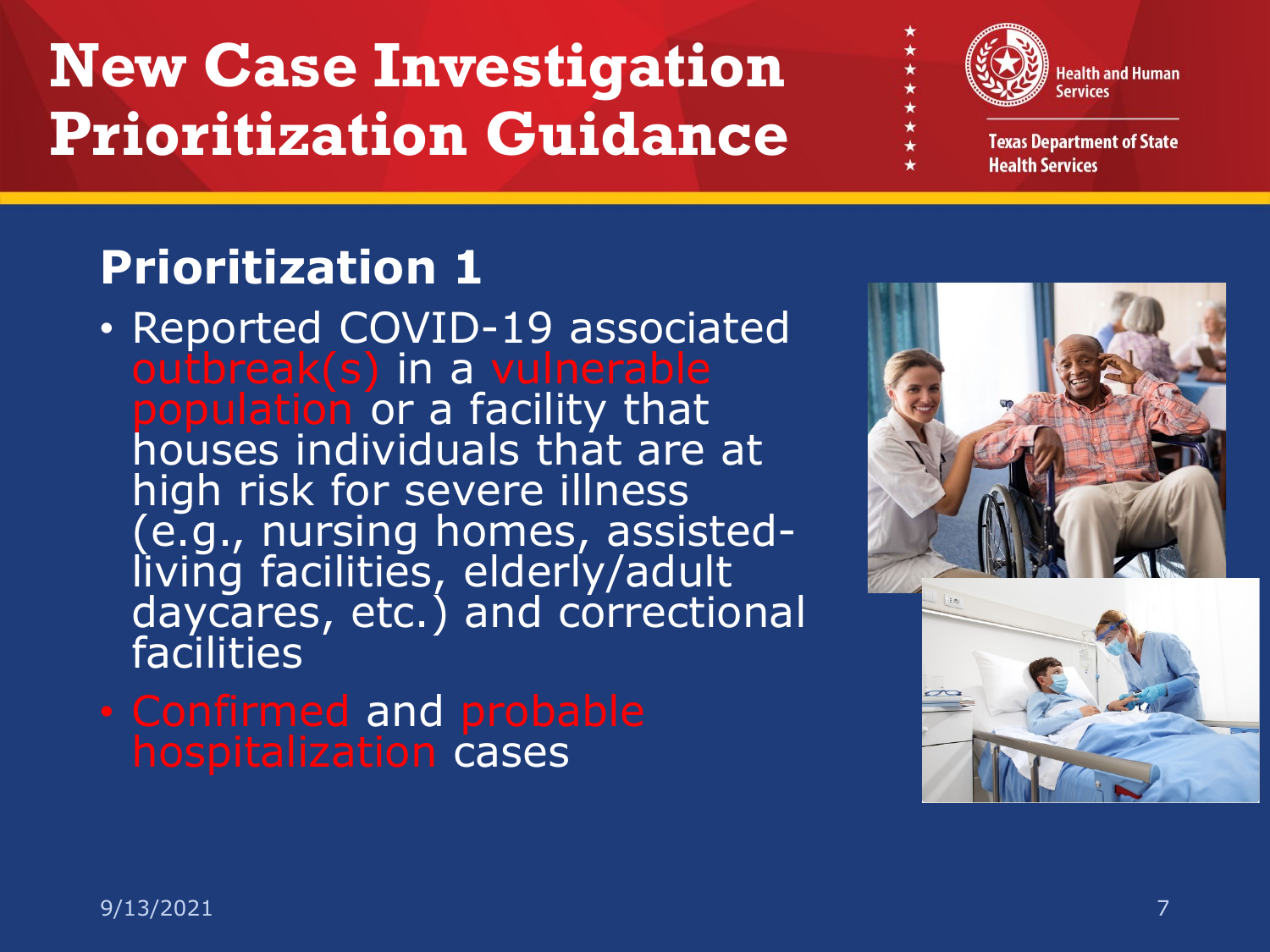# New Case Investigation Prioritization Guidance

Health and Human Services

Texas Department of State Health Services

## Prioritization 1

- Reported COVID-19 associated outbreak(s) in a vulnerable population or a facility that houses individuals that are at high risk for severe illness (e.g., nursing homes, assisted-living facilities, elderly/adult daycares, etc.) and correctional facilities
- Confirmed and probable hospitalization cases

9/13/2021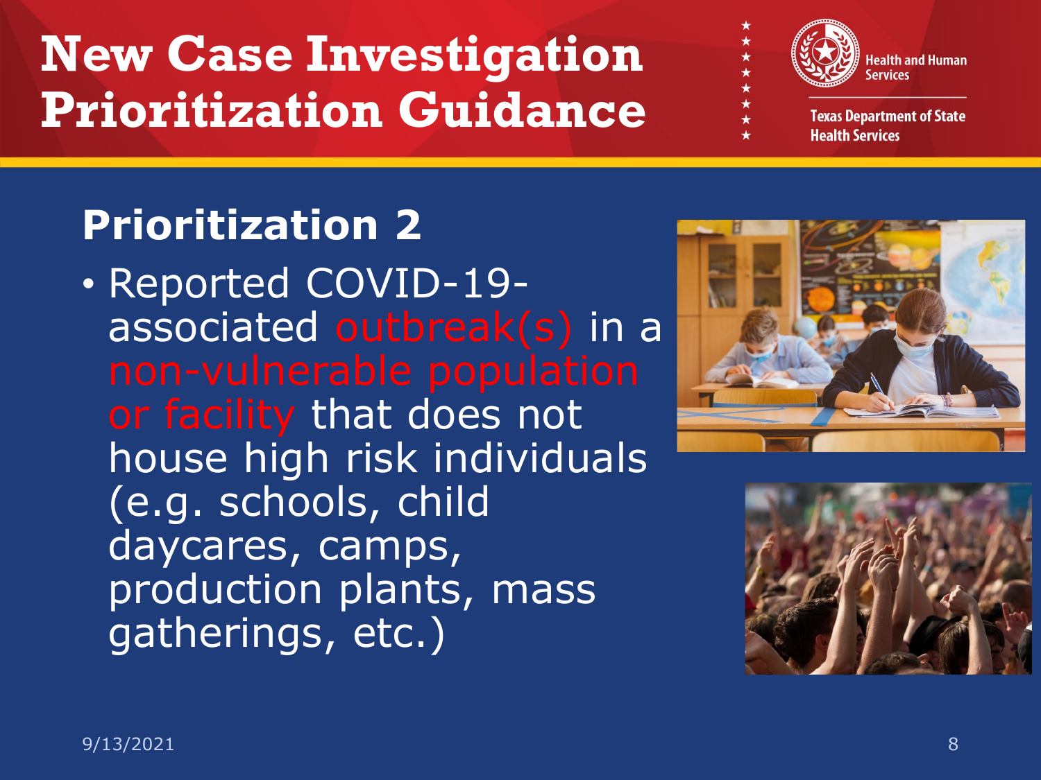# New Case Investigation Prioritization Guidance

Health and Human Services

Texas Department of State Health Services

## Prioritization 2

- Reported COVID-19-associated outbreak(s) in a non-vulnerable population or facility that does not house high risk individuals (e.g. schools, child daycares, camps, production plants, mass gatherings, etc.)

9/13/2021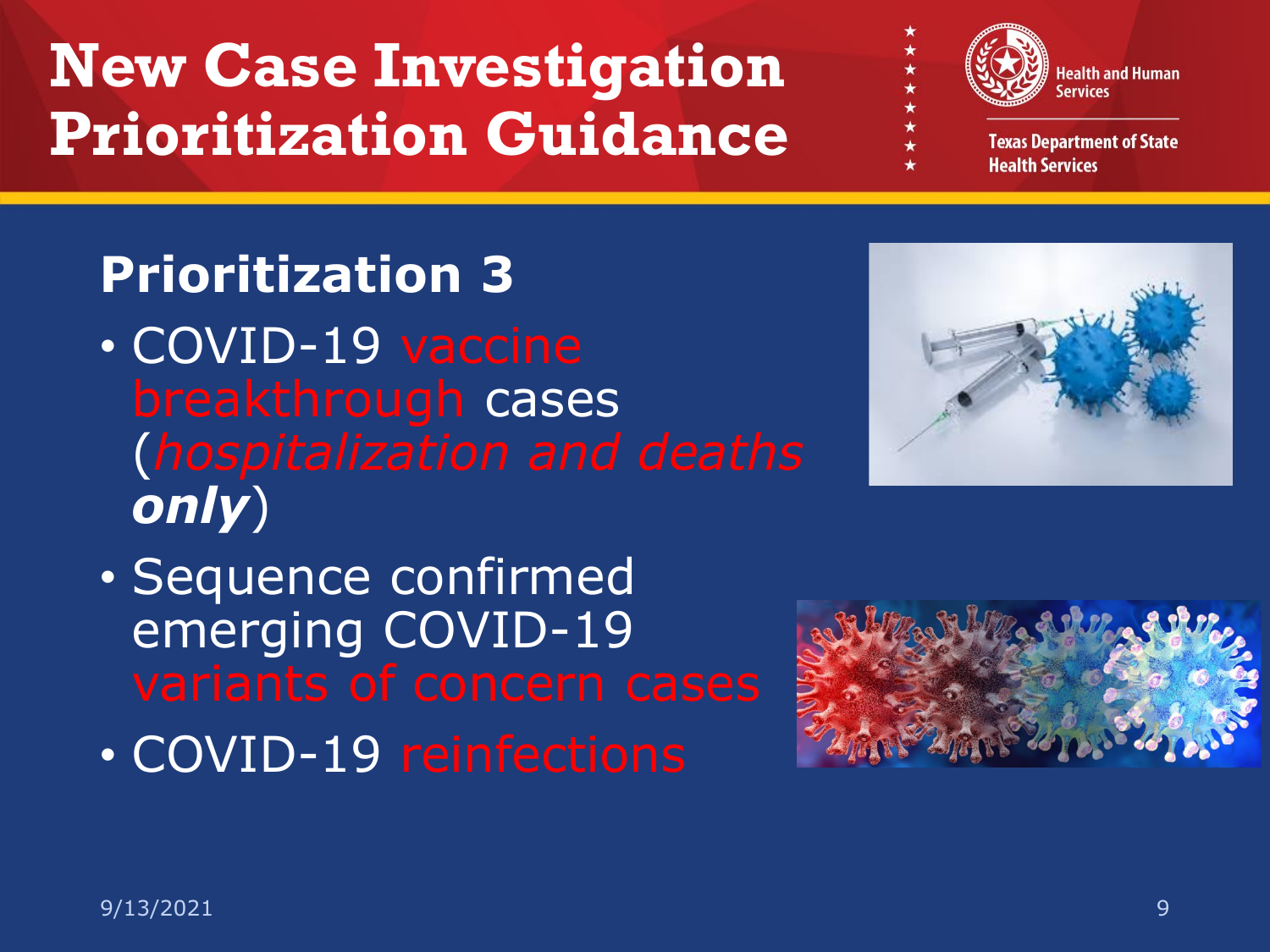# New Case Investigation Prioritization Guidance

Health and Human Services

Texas Department of State Health Services

## Prioritization 3

- COVID-19 vaccine breakthrough cases (*hospitalization and deaths* ***only***)
- Sequence confirmed emerging COVID-19 variants of concern cases
- COVID-19 reinfections

9/13/2021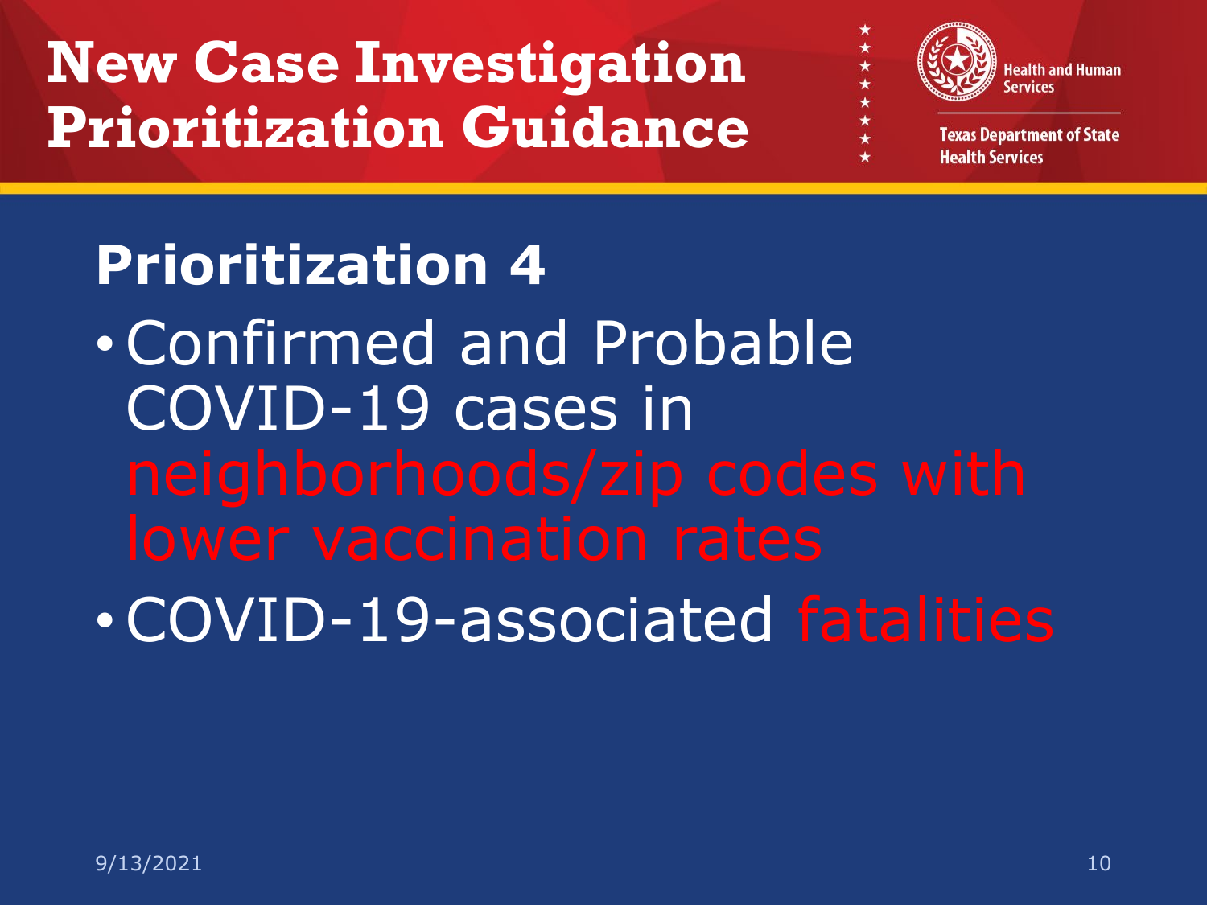# New Case Investigation Prioritization Guidance

Health and Human Services

Texas Department of State Health Services

## Prioritization 4

- Confirmed and Probable COVID-19 cases in neighborhoods/zip codes with lower vaccination rates
- COVID-19-associated fatalities

9/13/2021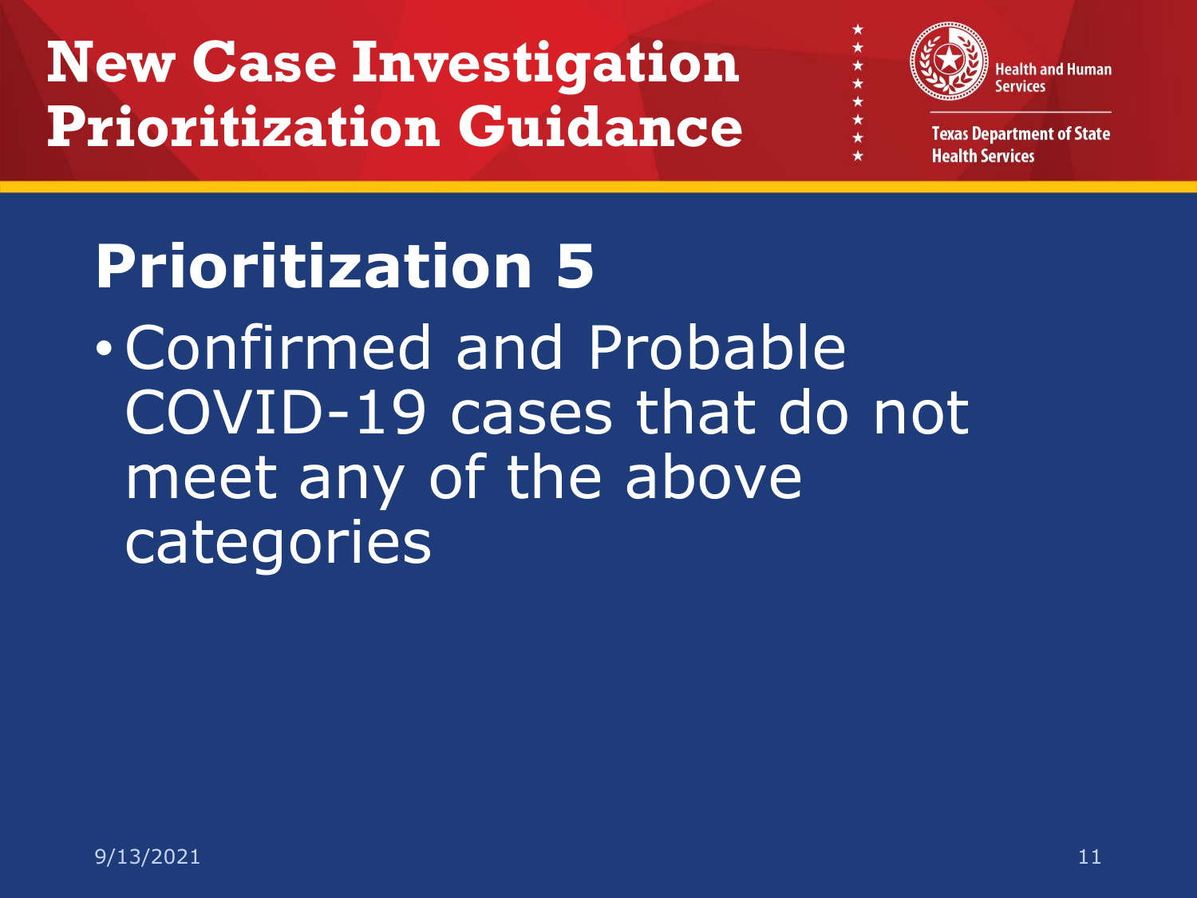# New Case Investigation Prioritization Guidance

## Prioritization 5

- Confirmed and Probable COVID-19 cases that do not meet any of the above categories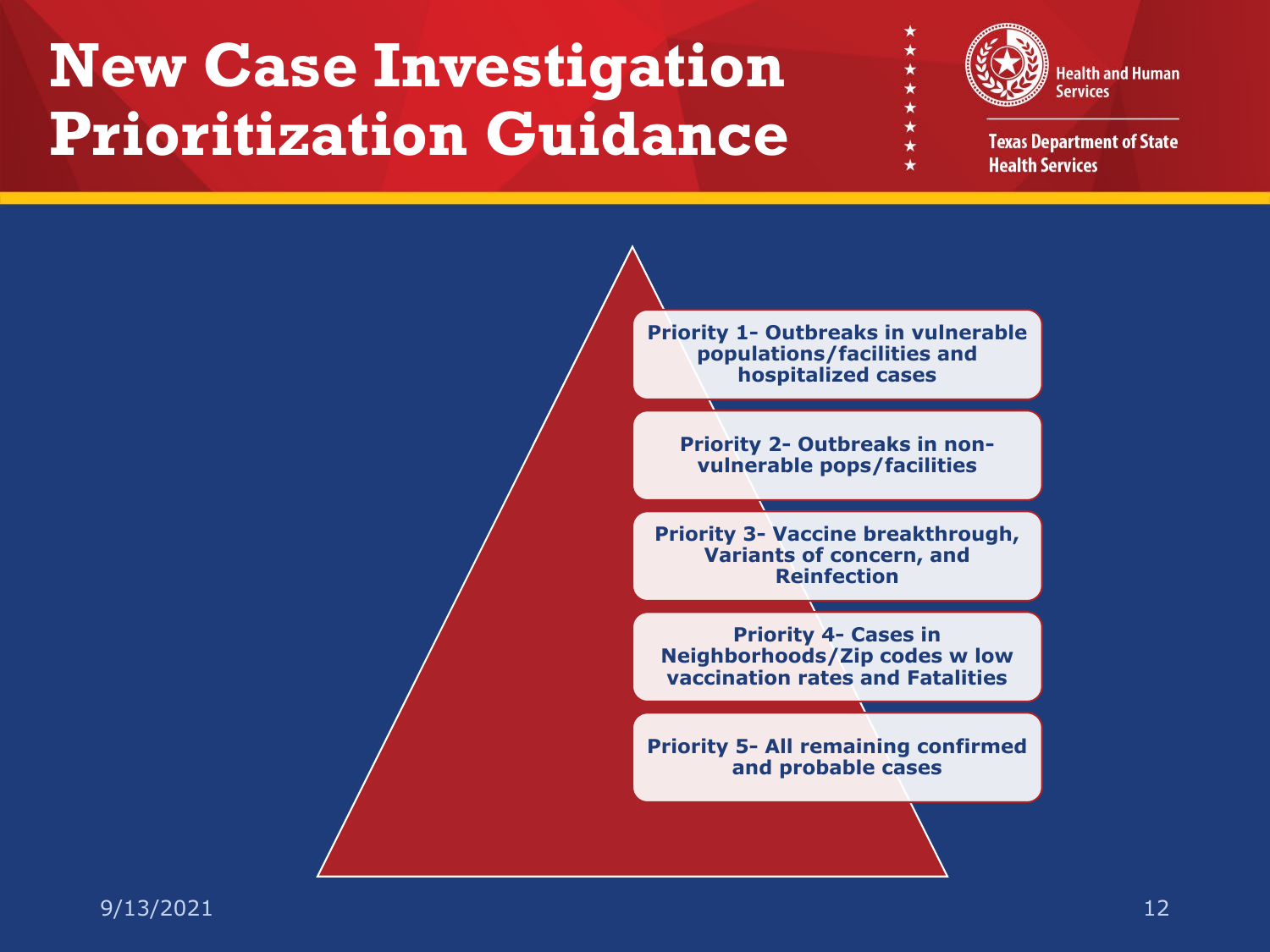# New Case Investigation Prioritization Guidance

- **Priority 1- Outbreaks in vulnerable populations/facilities and hospitalized cases**
- **Priority 2- Outbreaks in non-vulnerable pops/facilities**
- **Priority 3- Vaccine breakthrough, Variants of concern, and Reinfection**
- **Priority 4- Cases in Neighborhoods/Zip codes w low vaccination rates and Fatalities**
- **Priority 5- All remaining confirmed and probable cases**

9/13/2021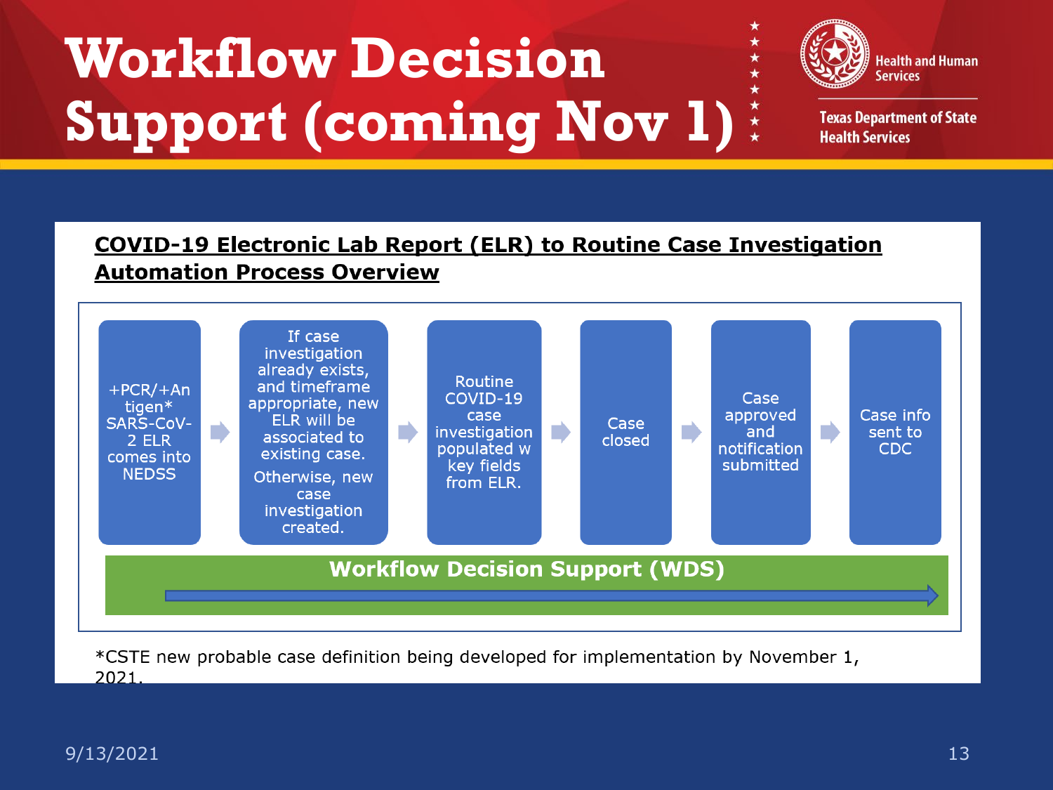# Workflow Decision Support (coming Nov 1)

Health and Human Services

Texas Department of State Health Services

## COVID-19 Electronic Lab Report (ELR) to Routine Case Investigation Automation Process Overview

1. +PCR/+Antigen* SARS-CoV-2 ELR comes into NEDSS
2. If case investigation already exists, and timeframe appropriate, new ELR will be associated to existing case. Otherwise, new case investigation created.
3. Routine COVID-19 case investigation populated w key fields from ELR.
4. Case closed
5. Case approved and notification submitted
6. Case info sent to CDC

**Workflow Decision Support (WDS)**

*CSTE new probable case definition being developed for implementation by November 1, 2021.

9/13/2021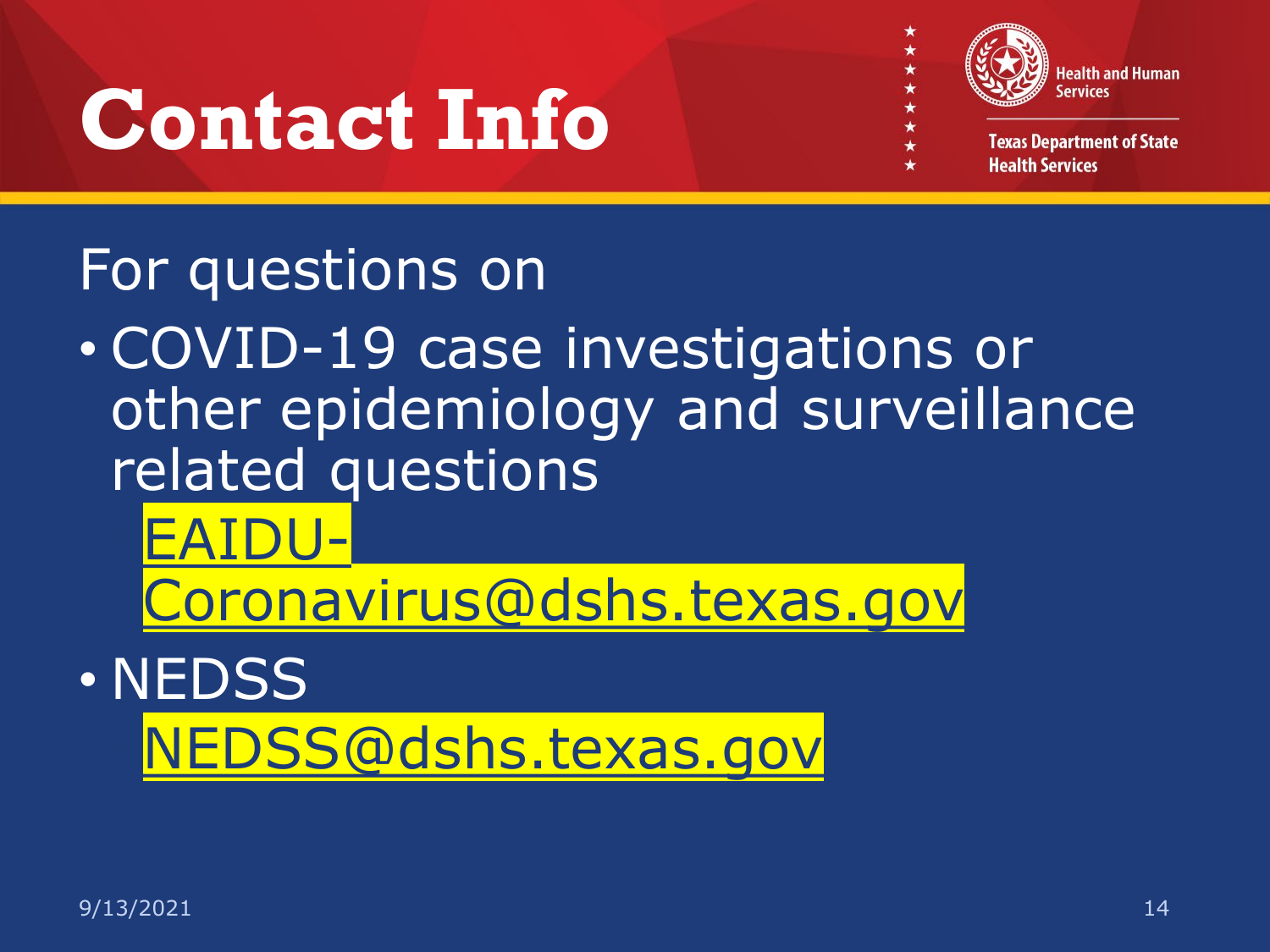# Contact Info

For questions on

- COVID-19 case investigations or other epidemiology and surveillance related questions
  EAIDU-Coronavirus@dshs.texas.gov
- NEDSS
  NEDSS@dshs.texas.gov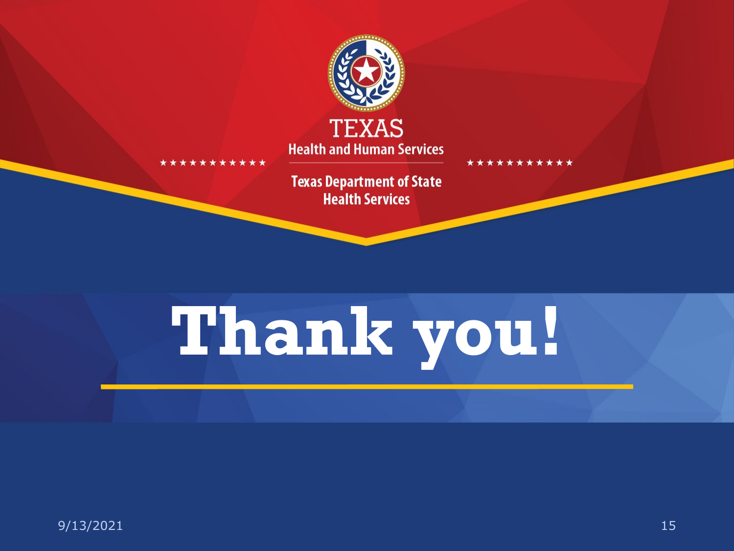TEXAS

Health and Human Services

Texas Department of State Health Services

# Thank you!